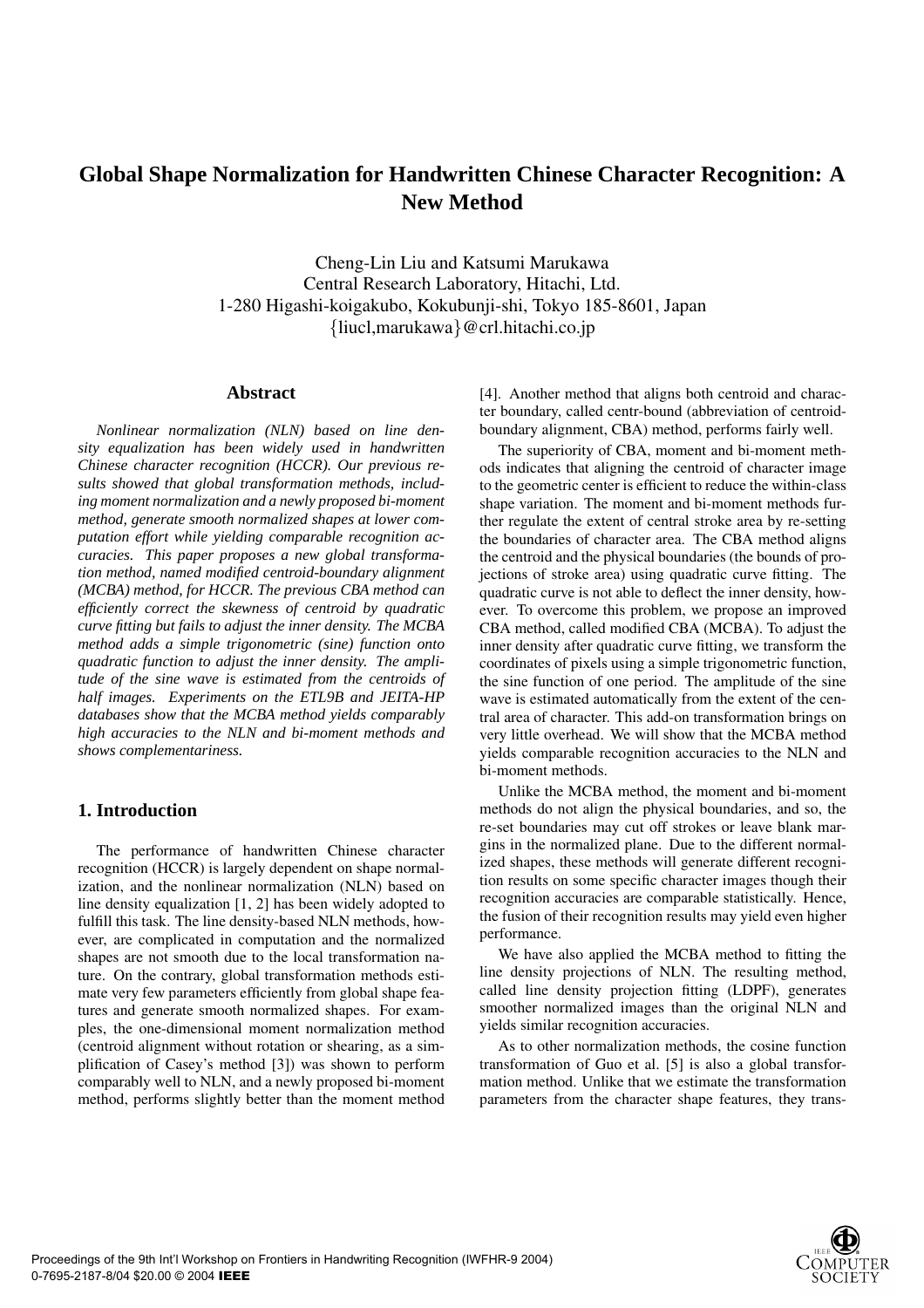# Global Shape Normalization for Handwritten Chinese Character Recognition: A New Method

Cheng-Lin Liu and Katsumi Marukawa
Central Research Laboratory, Hitachi, Ltd.
1-280 Higashi-koigakubo, Kokubunji-shi, Tokyo 185-8601, Japan
{liucl,marukawa}@crl.hitachi.co.jp

## Abstract

*Nonlinear normalization (NLN) based on line density equalization has been widely used in handwritten Chinese character recognition (HCCR). Our previous results showed that global transformation methods, including moment normalization and a newly proposed bi-moment method, generate smooth normalized shapes at lower computation effort while yielding comparable recognition accuracies. This paper proposes a new global transformation method, named modified centroid-boundary alignment (MCBA) method, for HCCR. The previous CBA method can efficiently correct the skewness of centroid by quadratic curve fitting but fails to adjust the inner density. The MCBA method adds a simple trigonometric (sine) function onto quadratic function to adjust the inner density. The amplitude of the sine wave is estimated from the centroids of half images. Experiments on the ETL9B and JEITA-HP databases show that the MCBA method yields comparably high accuracies to the NLN and bi-moment methods and shows complementariness.*

## 1. Introduction

The performance of handwritten Chinese character recognition (HCCR) is largely dependent on shape normalization, and the nonlinear normalization (NLN) based on line density equalization [1, 2] has been widely adopted to fulfill this task. The line density-based NLN methods, however, are complicated in computation and the normalized shapes are not smooth due to the local transformation nature. On the contrary, global transformation methods estimate very few parameters efficiently from global shape features and generate smooth normalized shapes. For examples, the one-dimensional moment normalization method (centroid alignment without rotation or shearing, as a simplification of Casey's method [3]) was shown to perform comparably well to NLN, and a newly proposed bi-moment method, performs slightly better than the moment method [4]. Another method that aligns both centroid and character boundary, called centr-bound (abbreviation of centroid-boundary alignment, CBA) method, performs fairly well.

The superiority of CBA, moment and bi-moment methods indicates that aligning the centroid of character image to the geometric center is efficient to reduce the within-class shape variation. The moment and bi-moment methods further regulate the extent of central stroke area by re-setting the boundaries of character area. The CBA method aligns the centroid and the physical boundaries (the bounds of projections of stroke area) using quadratic curve fitting. The quadratic curve is not able to deflect the inner density, however. To overcome this problem, we propose an improved CBA method, called modified CBA (MCBA). To adjust the inner density after quadratic curve fitting, we transform the coordinates of pixels using a simple trigonometric function, the sine function of one period. The amplitude of the sine wave is estimated automatically from the extent of the central area of character. This add-on transformation brings on very little overhead. We will show that the MCBA method yields comparable recognition accuracies to the NLN and bi-moment methods.

Unlike the MCBA method, the moment and bi-moment methods do not align the physical boundaries, and so, the re-set boundaries may cut off strokes or leave blank margins in the normalized plane. Due to the different normalized shapes, these methods will generate different recognition results on some specific character images though their recognition accuracies are comparable statistically. Hence, the fusion of their recognition results may yield even higher performance.

We have also applied the MCBA method to fitting the line density projections of NLN. The resulting method, called line density projection fitting (LDPF), generates smoother normalized images than the original NLN and yields similar recognition accuracies.

As to other normalization methods, the cosine function transformation of Guo et al. [5] is also a global transformation method. Unlike that we estimate the transformation parameters from the character shape features, they trans-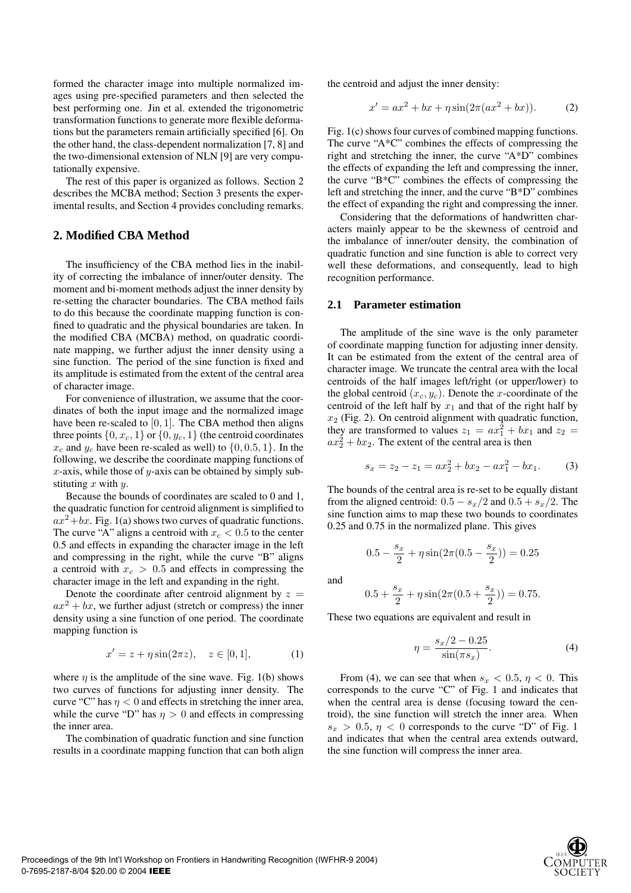formed the character image into multiple normalized images using pre-specified parameters and then selected the best performing one. Jin et al. extended the trigonometric transformation functions to generate more flexible deformations but the parameters remain artificially specified [6]. On the other hand, the class-dependent normalization [7, 8] and the two-dimensional extension of NLN [9] are very computationally expensive.

The rest of this paper is organized as follows. Section 2 describes the MCBA method; Section 3 presents the experimental results, and Section 4 provides concluding remarks.

## 2. Modified CBA Method

The insufficiency of the CBA method lies in the inability of correcting the imbalance of inner/outer density. The moment and bi-moment methods adjust the inner density by re-setting the character boundaries. The CBA method fails to do this because the coordinate mapping function is confined to quadratic and the physical boundaries are taken. In the modified CBA (MCBA) method, on quadratic coordinate mapping, we further adjust the inner density using a sine function. The period of the sine function is fixed and its amplitude is estimated from the extent of the central area of character image.

For convenience of illustration, we assume that the coordinates of both the input image and the normalized image have been re-scaled to $[0, 1]$. The CBA method then aligns three points $\{0, x_c, 1\}$ or $\{0, y_c, 1\}$ (the centroid coordinates $x_c$ and $y_c$ have been re-scaled as well) to $\{0, 0.5, 1\}$. In the following, we describe the coordinate mapping functions of $x$-axis, while those of $y$-axis can be obtained by simply substituting $x$ with $y$.

Because the bounds of coordinates are scaled to 0 and 1, the quadratic function for centroid alignment is simplified to $ax^2+bx$. Fig. 1(a) shows two curves of quadratic functions. The curve "A" aligns a centroid with $x_c < 0.5$ to the center 0.5 and effects in expanding the character image in the left and compressing in the right, while the curve "B" aligns a centroid with $x_c > 0.5$ and effects in compressing the character image in the left and expanding in the right.

Denote the coordinate after centroid alignment by $z = ax^2 + bx$, we further adjust (stretch or compress) the inner density using a sine function of one period. The coordinate mapping function is

$$x' = z + \eta \sin(2\pi z), \quad z \in [0, 1], \tag{1}$$

where $\eta$ is the amplitude of the sine wave. Fig. 1(b) shows two curves of functions for adjusting inner density. The curve "C" has $\eta < 0$ and effects in stretching the inner area, while the curve "D" has $\eta > 0$ and effects in compressing the inner area.

The combination of quadratic function and sine function results in a coordinate mapping function that can both align the centroid and adjust the inner density:

$$x' = ax^2 + bx + \eta \sin(2\pi(ax^2 + bx)). \tag{2}$$

Fig. 1(c) shows four curves of combined mapping functions. The curve "A*C" combines the effects of compressing the right and stretching the inner, the curve "A*D" combines the effects of expanding the left and compressing the inner, the curve "B*C" combines the effects of compressing the left and stretching the inner, and the curve "B*D" combines the effect of expanding the right and compressing the inner.

Considering that the deformations of handwritten characters mainly appear to be the skewness of centroid and the imbalance of inner/outer density, the combination of quadratic function and sine function is able to correct very well these deformations, and consequently, lead to high recognition performance.

### 2.1 Parameter estimation

The amplitude of the sine wave is the only parameter of coordinate mapping function for adjusting inner density. It can be estimated from the extent of the central area of character image. We truncate the central area with the local centroids of the half images left/right (or upper/lower) to the global centroid $(x_c, y_c)$. Denote the $x$-coordinate of the centroid of the left half by $x_1$ and that of the right half by $x_2$ (Fig. 2). On centroid alignment with quadratic function, they are transformed to values $z_1 = ax_1^2 + bx_1$ and $z_2 = ax_2^2 + bx_2$. The extent of the central area is then

$$s_x = z_2 - z_1 = ax_2^2 + bx_2 - ax_1^2 - bx_1. \tag{3}$$

The bounds of the central area is re-set to be equally distant from the aligned centroid: $0.5 - s_x/2$ and $0.5 + s_x/2$. The sine function aims to map these two bounds to coordinates 0.25 and 0.75 in the normalized plane. This gives

$$0.5 - \frac{s_x}{2} + \eta \sin(2\pi(0.5 - \frac{s_x}{2})) = 0.25$$

and

$$0.5 + \frac{s_x}{2} + \eta \sin(2\pi(0.5 + \frac{s_x}{2})) = 0.75.$$

These two equations are equivalent and result in

$$\eta = \frac{s_x/2 - 0.25}{\sin(\pi s_x)}. \tag{4}$$

From (4), we can see that when $s_x < 0.5$, $\eta < 0$. This corresponds to the curve "C" of Fig. 1 and indicates that when the central area is dense (focusing toward the centroid), the sine function will stretch the inner area. When $s_x > 0.5$, $\eta < 0$ corresponds to the curve "D" of Fig. 1 and indicates that when the central area extends outward, the sine function will compress the inner area.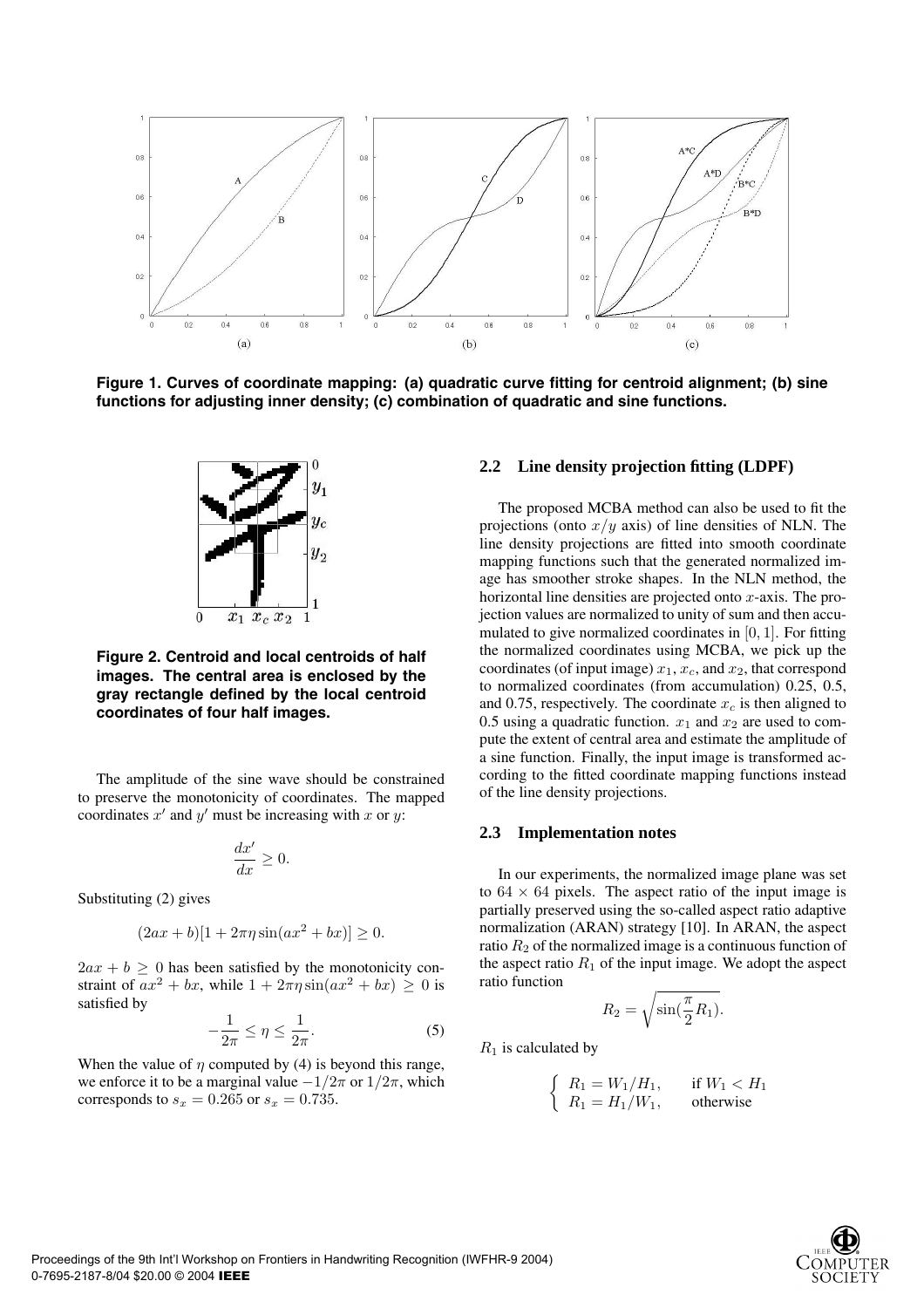Figure 1. Curves of coordinate mapping: (a) quadratic curve fitting for centroid alignment; (b) sine functions for adjusting inner density; (c) combination of quadratic and sine functions.

Figure 2. Centroid and local centroids of half images. The central area is enclosed by the gray rectangle defined by the local centroid coordinates of four half images.

The amplitude of the sine wave should be constrained to preserve the monotonicity of coordinates. The mapped coordinates $x'$ and $y'$ must be increasing with $x$ or $y$:

$$\frac{dx'}{dx} \geq 0.$$

Substituting (2) gives

$$(2ax + b)[1 + 2\pi\eta \sin(ax^2 + bx)] \geq 0.$$

$2ax + b \geq 0$ has been satisfied by the monotonicity constraint of $ax^2 + bx$, while $1 + 2\pi\eta \sin(ax^2 + bx) \geq 0$ is satisfied by

$$-\frac{1}{2\pi} \leq \eta \leq \frac{1}{2\pi}. \quad (5)$$

When the value of $\eta$ computed by (4) is beyond this range, we enforce it to be a marginal value $-1/2\pi$ or $1/2\pi$, which corresponds to $s_x = 0.265$ or $s_x = 0.735$.

## 2.2 Line density projection fitting (LDPF)

The proposed MCBA method can also be used to fit the projections (onto $x/y$ axis) of line densities of NLN. The line density projections are fitted into smooth coordinate mapping functions such that the generated normalized image has smoother stroke shapes. In the NLN method, the horizontal line densities are projected onto $x$-axis. The projection values are normalized to unity of sum and then accumulated to give normalized coordinates in $[0, 1]$. For fitting the normalized coordinates using MCBA, we pick up the coordinates (of input image) $x_1$, $x_c$, and $x_2$, that correspond to normalized coordinates (from accumulation) 0.25, 0.5, and 0.75, respectively. The coordinate $x_c$ is then aligned to 0.5 using a quadratic function. $x_1$ and $x_2$ are used to compute the extent of central area and estimate the amplitude of a sine function. Finally, the input image is transformed according to the fitted coordinate mapping functions instead of the line density projections.

## 2.3 Implementation notes

In our experiments, the normalized image plane was set to $64 \times 64$ pixels. The aspect ratio of the input image is partially preserved using the so-called aspect ratio adaptive normalization (ARAN) strategy [10]. In ARAN, the aspect ratio $R_2$ of the normalized image is a continuous function of the aspect ratio $R_1$ of the input image. We adopt the aspect ratio function

$$R_2 = \sqrt{\sin(\frac{\pi}{2} R_1)}.$$

$R_1$ is calculated by

$$\begin{cases} R_1 = W_1/H_1, & \text{if } W_1 < H_1 \\ R_1 = H_1/W_1, & \text{otherwise} \end{cases}$$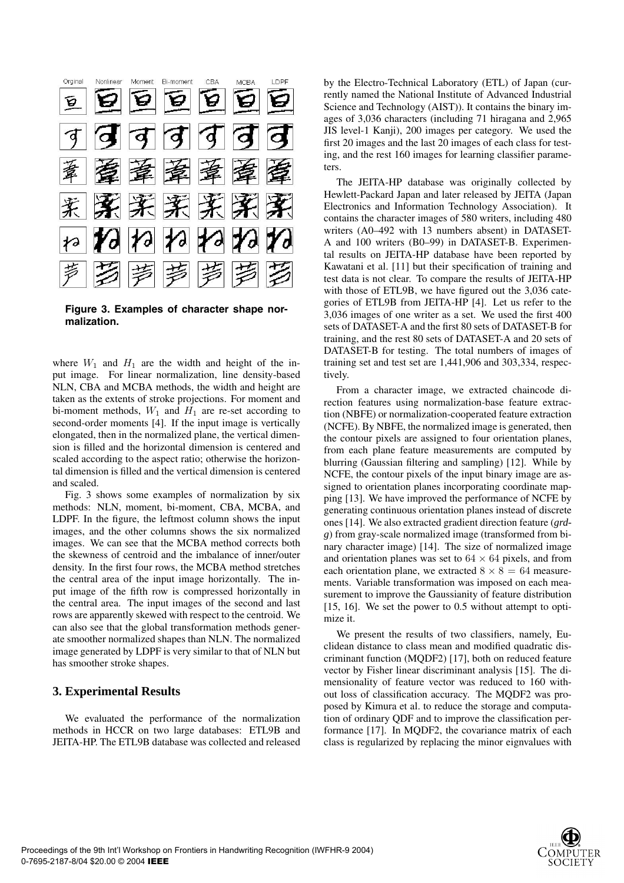**Figure 3. Examples of character shape normalization.**

where $W_1$ and $H_1$ are the width and height of the input image. For linear normalization, line density-based NLN, CBA and MCBA methods, the width and height are taken as the extents of stroke projections. For moment and bi-moment methods, $W_1$ and $H_1$ are re-set according to second-order moments [4]. If the input image is vertically elongated, then in the normalized plane, the vertical dimension is filled and the horizontal dimension is centered and scaled according to the aspect ratio; otherwise the horizontal dimension is filled and the vertical dimension is centered and scaled.

Fig. 3 shows some examples of normalization by six methods: NLN, moment, bi-moment, CBA, MCBA, and LDPF. In the figure, the leftmost column shows the input images, and the other columns shows the six normalized images. We can see that the MCBA method corrects both the skewness of centroid and the imbalance of inner/outer density. In the first four rows, the MCBA method stretches the central area of the input image horizontally. The input image of the fifth row is compressed horizontally in the central area. The input images of the second and last rows are apparently skewed with respect to the centroid. We can also see that the global transformation methods generate smoother normalized shapes than NLN. The normalized image generated by LDPF is very similar to that of NLN but has smoother stroke shapes.

## 3. Experimental Results

We evaluated the performance of the normalization methods in HCCR on two large databases: ETL9B and JEITA-HP. The ETL9B database was collected and released by the Electro-Technical Laboratory (ETL) of Japan (currently named the National Institute of Advanced Industrial Science and Technology (AIST)). It contains the binary images of 3,036 characters (including 71 hiragana and 2,965 JIS level-1 Kanji), 200 images per category. We used the first 20 images and the last 20 images of each class for testing, and the rest 160 images for learning classifier parameters.

The JEITA-HP database was originally collected by Hewlett-Packard Japan and later released by JEITA (Japan Electronics and Information Technology Association). It contains the character images of 580 writers, including 480 writers (A0–492 with 13 numbers absent) in DATASET-A and 100 writers (B0–99) in DATASET-B. Experimental results on JEITA-HP database have been reported by Kawatani et al. [11] but their specification of training and test data is not clear. To compare the results of JEITA-HP with those of ETL9B, we have figured out the 3,036 categories of ETL9B from JEITA-HP [4]. Let us refer to the 3,036 images of one writer as a set. We used the first 400 sets of DATASET-A and the first 80 sets of DATASET-B for training, and the rest 80 sets of DATASET-A and 20 sets of DATASET-B for testing. The total numbers of images of training set and test set are 1,441,906 and 303,334, respectively.

From a character image, we extracted chaincode direction features using normalization-base feature extraction (NBFE) or normalization-cooperated feature extraction (NCFE). By NBFE, the normalized image is generated, then the contour pixels are assigned to four orientation planes, from each plane feature measurements are computed by blurring (Gaussian filtering and sampling) [12]. While by NCFE, the contour pixels of the input binary image are assigned to orientation planes incorporating coordinate mapping [13]. We have improved the performance of NCFE by generating continuous orientation planes instead of discrete ones [14]. We also extracted gradient direction feature (***grd-g***) from gray-scale normalized image (transformed from binary character image) [14]. The size of normalized image and orientation planes was set to $64 \times 64$ pixels, and from each orientation plane, we extracted $8 \times 8 = 64$ measurements. Variable transformation was imposed on each measurement to improve the Gaussianity of feature distribution [15, 16]. We set the power to 0.5 without attempt to optimize it.

We present the results of two classifiers, namely, Euclidean distance to class mean and modified quadratic discriminant function (MQDF2) [17], both on reduced feature vector by Fisher linear discriminant analysis [15]. The dimensionality of feature vector was reduced to 160 without loss of classification accuracy. The MQDF2 was proposed by Kimura et al. to reduce the storage and computation of ordinary QDF and to improve the classification performance [17]. In MQDF2, the covariance matrix of each class is regularized by replacing the minor eignvalues with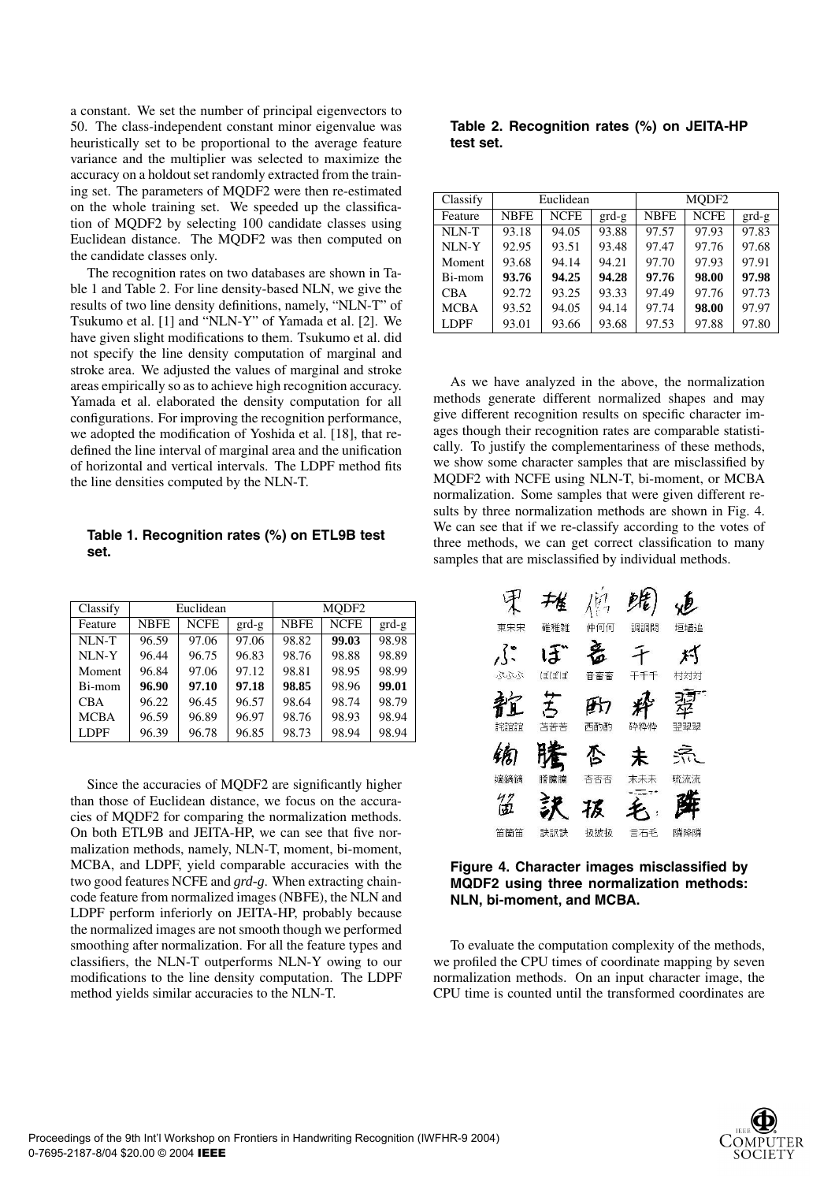a constant. We set the number of principal eigenvectors to 50. The class-independent constant minor eigenvalue was heuristically set to be proportional to the average feature variance and the multiplier was selected to maximize the accuracy on a holdout set randomly extracted from the training set. The parameters of MQDF2 were then re-estimated on the whole training set. We speeded up the classification of MQDF2 by selecting 100 candidate classes using Euclidean distance. The MQDF2 was then computed on the candidate classes only.

The recognition rates on two databases are shown in Table 1 and Table 2. For line density-based NLN, we give the results of two line density definitions, namely, "NLN-T" of Tsukumo et al. [1] and "NLN-Y" of Yamada et al. [2]. We have given slight modifications to them. Tsukumo et al. did not specify the line density computation of marginal and stroke area. We adjusted the values of marginal and stroke areas empirically so as to achieve high recognition accuracy. Yamada et al. elaborated the density computation for all configurations. For improving the recognition performance, we adopted the modification of Yoshida et al. [18], that redefined the line interval of marginal area and the unification of horizontal and vertical intervals. The LDPF method fits the line densities computed by the NLN-T.

**Table 1. Recognition rates (%) on ETL9B test set.**

| Classify | Euclidean | | | MQDF2 | | |
|---|---|---|---|---|---|---|
| Feature | NBFE | NCFE | grd-g | NBFE | NCFE | grd-g |
| NLN-T | 96.59 | 97.06 | 97.06 | 98.82 | **99.03** | 98.98 |
| NLN-Y | 96.44 | 96.75 | 96.83 | 98.76 | 98.88 | 98.89 |
| Moment | 96.84 | 97.06 | 97.12 | 98.81 | 98.95 | 98.99 |
| Bi-mom | **96.90** | **97.10** | **97.18** | **98.85** | 98.96 | **99.01** |
| CBA | 96.22 | 96.45 | 96.57 | 98.64 | 98.74 | 98.79 |
| MCBA | 96.59 | 96.89 | 96.97 | 98.76 | 98.93 | 98.94 |
| LDPF | 96.39 | 96.78 | 96.85 | 98.73 | 98.94 | 98.94 |

Since the accuracies of MQDF2 are significantly higher than those of Euclidean distance, we focus on the accuracies of MQDF2 for comparing the normalization methods. On both ETL9B and JEITA-HP, we can see that five normalization methods, namely, NLN-T, moment, bi-moment, MCBA, and LDPF, yield comparable accuracies with the two good features NCFE and *grd-g*. When extracting chaincode feature from normalized images (NBFE), the NLN and LDPF perform inferiorly on JEITA-HP, probably because the normalized images are not smooth though we performed smoothing after normalization. For all the feature types and classifiers, the NLN-T outperforms NLN-Y owing to our modifications to the line density computation. The LDPF method yields similar accuracies to the NLN-T.

**Table 2. Recognition rates (%) on JEITA-HP test set.**

| Classify | Euclidean | | | MQDF2 | | |
|---|---|---|---|---|---|---|
| Feature | NBFE | NCFE | grd-g | NBFE | NCFE | grd-g |
| NLN-T | 93.18 | 94.05 | 93.88 | 97.57 | 97.93 | 97.83 |
| NLN-Y | 92.95 | 93.51 | 93.48 | 97.47 | 97.76 | 97.68 |
| Moment | 93.68 | 94.14 | 94.21 | 97.70 | 97.93 | 97.91 |
| Bi-mom | **93.76** | **94.25** | **94.28** | **97.76** | **98.00** | **97.98** |
| CBA | 92.72 | 93.25 | 93.33 | 97.49 | 97.76 | 97.73 |
| MCBA | 93.52 | 94.05 | 94.14 | 97.74 | **98.00** | 97.97 |
| LDPF | 93.01 | 93.66 | 93.68 | 97.53 | 97.88 | 97.80 |

As we have analyzed in the above, the normalization methods generate different normalized shapes and may give different recognition results on specific character images though their recognition rates are comparable statistically. To justify the complementariness of these methods, we show some character samples that are misclassified by MQDF2 with NCFE using NLN-T, bi-moment, or MCBA normalization. Some samples that were given different results by three normalization methods are shown in Fig. 4. We can see that if we re-classify according to the votes of three methods, we can get correct classification to many samples that are misclassified by individual methods.

**Figure 4. Character images misclassified by MQDF2 using three normalization methods: NLN, bi-moment, and MCBA.**

To evaluate the computation complexity of the methods, we profiled the CPU times of coordinate mapping by seven normalization methods. On an input character image, the CPU time is counted until the transformed coordinates are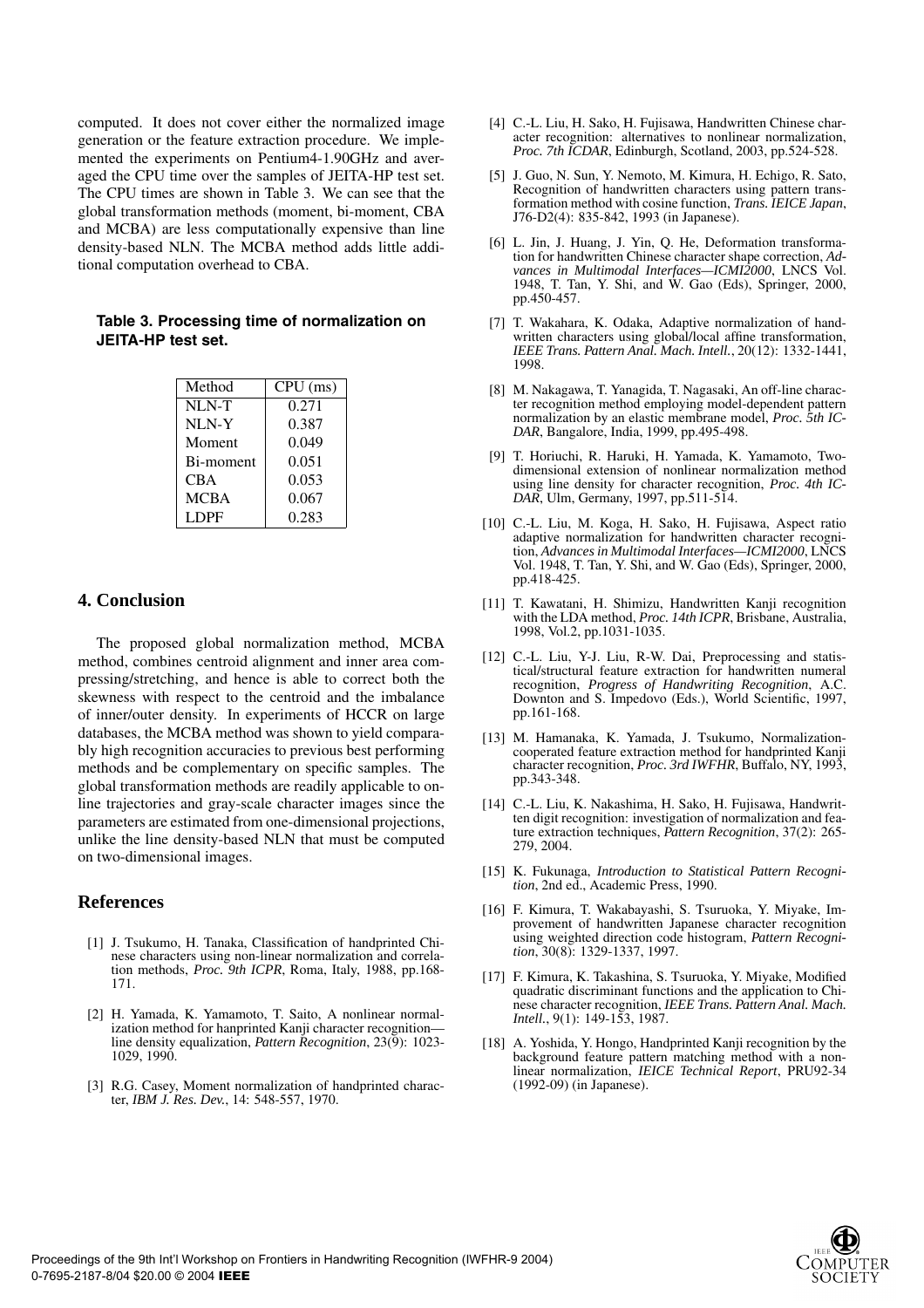computed. It does not cover either the normalized image generation or the feature extraction procedure. We implemented the experiments on Pentium4-1.90GHz and averaged the CPU time over the samples of JEITA-HP test set. The CPU times are shown in Table 3. We can see that the global transformation methods (moment, bi-moment, CBA and MCBA) are less computationally expensive than line density-based NLN. The MCBA method adds little additional computation overhead to CBA.

**Table 3. Processing time of normalization on JEITA-HP test set.**

| Method | CPU (ms) |
|---|---|
| NLN-T | 0.271 |
| NLN-Y | 0.387 |
| Moment | 0.049 |
| Bi-moment | 0.051 |
| CBA | 0.053 |
| MCBA | 0.067 |
| LDPF | 0.283 |

## 4. Conclusion

The proposed global normalization method, MCBA method, combines centroid alignment and inner area compressing/stretching, and hence is able to correct both the skewness with respect to the centroid and the imbalance of inner/outer density. In experiments of HCCR on large databases, the MCBA method was shown to yield comparably high recognition accuracies to previous best performing methods and be complementary on specific samples. The global transformation methods are readily applicable to online trajectories and gray-scale character images since the parameters are estimated from one-dimensional projections, unlike the line density-based NLN that must be computed on two-dimensional images.

## References

[1] J. Tsukumo, H. Tanaka, Classification of handprinted Chinese characters using non-linear normalization and correlation methods, *Proc. 9th ICPR*, Roma, Italy, 1988, pp.168-171.

[2] H. Yamada, K. Yamamoto, T. Saito, A nonlinear normalization method for hanprinted Kanji character recognition—line density equalization, *Pattern Recognition*, 23(9): 1023-1029, 1990.

[3] R.G. Casey, Moment normalization of handprinted character, *IBM J. Res. Dev.*, 14: 548-557, 1970.

[4] C.-L. Liu, H. Sako, H. Fujisawa, Handwritten Chinese character recognition: alternatives to nonlinear normalization, *Proc. 7th ICDAR*, Edinburgh, Scotland, 2003, pp.524-528.

[5] J. Guo, N. Sun, Y. Nemoto, M. Kimura, H. Echigo, R. Sato, Recognition of handwritten characters using pattern transformation method with cosine function, *Trans. IEICE Japan*, J76-D2(4): 835-842, 1993 (in Japanese).

[6] L. Jin, J. Huang, J. Yin, Q. He, Deformation transformation for handwritten Chinese character shape correction, *Advances in Multimodal Interfaces—ICMI2000*, LNCS Vol. 1948, T. Tan, Y. Shi, and W. Gao (Eds), Springer, 2000, pp.450-457.

[7] T. Wakahara, K. Odaka, Adaptive normalization of handwritten characters using global/local affine transformation, *IEEE Trans. Pattern Anal. Mach. Intell.*, 20(12): 1332-1441, 1998.

[8] M. Nakagawa, T. Yanagida, T. Nagasaki, An off-line character recognition method employing model-dependent pattern normalization by an elastic membrane model, *Proc. 5th ICDAR*, Bangalore, India, 1999, pp.495-498.

[9] T. Horiuchi, R. Haruki, H. Yamada, K. Yamamoto, Two-dimensional extension of nonlinear normalization method using line density for character recognition, *Proc. 4th ICDAR*, Ulm, Germany, 1997, pp.511-514.

[10] C.-L. Liu, M. Koga, H. Sako, H. Fujisawa, Aspect ratio adaptive normalization for handwritten character recognition, *Advances in Multimodal Interfaces—ICMI2000*, LNCS Vol. 1948, T. Tan, Y. Shi, and W. Gao (Eds), Springer, 2000, pp.418-425.

[11] T. Kawatani, H. Shimizu, Handwritten Kanji recognition with the LDA method, *Proc. 14th ICPR*, Brisbane, Australia, 1998, Vol.2, pp.1031-1035.

[12] C.-L. Liu, Y-J. Liu, R-W. Dai, Preprocessing and statistical/structural feature extraction for handwritten numeral recognition, *Progress of Handwriting Recognition*, A.C. Downton and S. Impedovo (Eds.), World Scientific, 1997, pp.161-168.

[13] M. Hamanaka, K. Yamada, J. Tsukumo, Normalization-cooperated feature extraction method for handprinted Kanji character recognition, *Proc. 3rd IWFHR*, Buffalo, NY, 1993, pp.343-348.

[14] C.-L. Liu, K. Nakashima, H. Sako, H. Fujisawa, Handwritten digit recognition: investigation of normalization and feature extraction techniques, *Pattern Recognition*, 37(2): 265-279, 2004.

[15] K. Fukunaga, *Introduction to Statistical Pattern Recognition*, 2nd ed., Academic Press, 1990.

[16] F. Kimura, T. Wakabayashi, S. Tsuruoka, Y. Miyake, Improvement of handwritten Japanese character recognition using weighted direction code histogram, *Pattern Recognition*, 30(8): 1329-1337, 1997.

[17] F. Kimura, K. Takashina, S. Tsuruoka, Y. Miyake, Modified quadratic discriminant functions and the application to Chinese character recognition, *IEEE Trans. Pattern Anal. Mach. Intell.*, 9(1): 149-153, 1987.

[18] A. Yoshida, Y. Hongo, Handprinted Kanji recognition by the background feature pattern matching method with a nonlinear normalization, *IEICE Technical Report*, PRU92-34 (1992-09) (in Japanese).